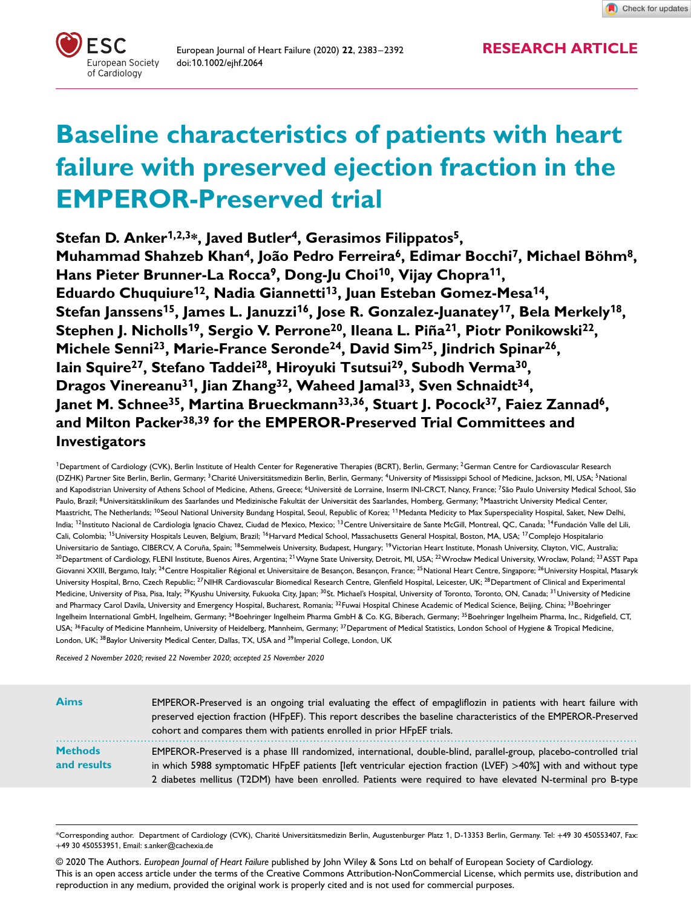RESEARCH ARTICLE

# Baseline characteristics of patients with heart failure with preserved ejection fraction in the EMPEROR-Preserved trial

**Stefan D. Anker[1,2,3]*, Javed Butler[4], Gerasimos Filippatos[5], Muhammad Shahzeb Khan[4], João Pedro Ferreira[6], Edimar Bocchi[7], Michael Böhm[8], Hans Pieter Brunner-La Rocca[9], Dong-Ju Choi[10], Vijay Chopra[11], Eduardo Chuquiure[12], Nadia Giannetti[13], Juan Esteban Gomez-Mesa[14], Stefan Janssens[15], James L. Januzzi[16], Jose R. Gonzalez-Juanatey[17], Bela Merkely[18], Stephen J. Nicholls[19], Sergio V. Perrone[20], Ileana L. Piña[21], Piotr Ponikowski[22], Michele Senni[23], Marie-France Seronde[24], David Sim[25], Jindrich Spinar[26], Iain Squire[27], Stefano Taddei[28], Hiroyuki Tsutsui[29], Subodh Verma[30], Dragos Vinereanu[31], Jian Zhang[32], Waheed Jamal[33], Sven Schnaidt[34], Janet M. Schnee[35], Martina Brueckmann[33,36], Stuart J. Pocock[37], Faiez Zannad[6], and Milton Packer[38,39] for the EMPEROR-Preserved Trial Committees and Investigators**

[1]Department of Cardiology (CVK), Berlin Institute of Health Center for Regenerative Therapies (BCRT), Berlin, Germany; [2]German Centre for Cardiovascular Research (DZHK) Partner Site Berlin, Berlin, Germany; [3]Charité Universitätsmedizin Berlin, Berlin, Germany; [4]University of Mississippi School of Medicine, Jackson, MI, USA; [5]National and Kapodistrian University of Athens School of Medicine, Athens, Greece; [6]Université de Lorraine, Inserm INI-CRCT, Nancy, France; [7]São Paulo University Medical School, São Paulo, Brazil; [8]Universitätsklinikum des Saarlandes und Medizinische Fakultät der Universität des Saarlandes, Homberg, Germany; [9]Maastricht University Medical Center, Maastricht, The Netherlands; [10]Seoul National University Bundang Hospital, Seoul, Republic of Korea; [11]Medanta Medicity to Max Superspeciality Hospital, Saket, New Delhi, India; [12]Instituto Nacional de Cardiologia Ignacio Chavez, Ciudad de Mexico, Mexico; [13]Centre Universitaire de Sante McGill, Montreal, QC, Canada; [14]Fundación Valle del Lili, Cali, Colombia; [15]University Hospitals Leuven, Belgium, Brazil; [16]Harvard Medical School, Massachusetts General Hospital, Boston, MA, USA; [17]Complejo Hospitalario Universitario de Santiago, CIBERCV, A Coruña, Spain; [18]Semmelweis University, Budapest, Hungary; [19]Victorian Heart Institute, Monash University, Clayton, VIC, Australia; [20]Department of Cardiology, FLENI Institute, Buenos Aires, Argentina; [21]Wayne State University, Detroit, MI, USA; [22]Wrocław Medical University, Wroclaw, Poland; [23]ASST Papa Giovanni XXIII, Bergamo, Italy; [24]Centre Hospitalier Régional et Universitaire de Besançon, Besançon, France; [25]National Heart Centre, Singapore; [26]University Hospital, Masaryk University Hospital, Brno, Czech Republic; [27]NIHR Cardiovascular Biomedical Research Centre, Glenfield Hospital, Leicester, UK; [28]Department of Clinical and Experimental Medicine, University of Pisa, Pisa, Italy; [29]Kyushu University, Fukuoka City, Japan; [30]St. Michael's Hospital, University of Toronto, Toronto, ON, Canada; [31]University of Medicine and Pharmacy Carol Davila, University and Emergency Hospital, Bucharest, Romania; [32]Fuwai Hospital Chinese Academic of Medical Science, Beijing, China; [33]Boehringer Ingelheim International GmbH, Ingelheim, Germany; [34]Boehringer Ingelheim Pharma GmbH & Co. KG, Biberach, Germany; [35]Boehringer Ingelheim Pharma, Inc., Ridgefield, CT, USA; [36]Faculty of Medicine Mannheim, University of Heidelberg, Mannheim, Germany; [37]Department of Medical Statistics, London School of Hygiene & Tropical Medicine, London, UK; [38]Baylor University Medical Center, Dallas, TX, USA and [39]Imperial College, London, UK

*Received 2 November 2020; revised 22 November 2020; accepted 25 November 2020*

**Aims**

EMPEROR-Preserved is an ongoing trial evaluating the effect of empagliflozin in patients with heart failure with preserved ejection fraction (HFpEF). This report describes the baseline characteristics of the EMPEROR-Preserved cohort and compares them with patients enrolled in prior HFpEF trials.

**Methods and results**

EMPEROR-Preserved is a phase III randomized, international, double-blind, parallel-group, placebo-controlled trial in which 5988 symptomatic HFpEF patients [left ventricular ejection fraction (LVEF) >40%] with and without type 2 diabetes mellitus (T2DM) have been enrolled. Patients were required to have elevated N-terminal pro B-type

*Corresponding author. Department of Cardiology (CVK), Charité Universitätsmedizin Berlin, Augustenburger Platz 1, D-13353 Berlin, Germany. Tel: +49 30 450553407, Fax: +49 30 450553951, Email: s.anker@cachexia.de

© 2020 The Authors. *European Journal of Heart Failure* published by John Wiley & Sons Ltd on behalf of European Society of Cardiology.
This is an open access article under the terms of the Creative Commons Attribution-NonCommercial License, which permits use, distribution and reproduction in any medium, provided the original work is properly cited and is not used for commercial purposes.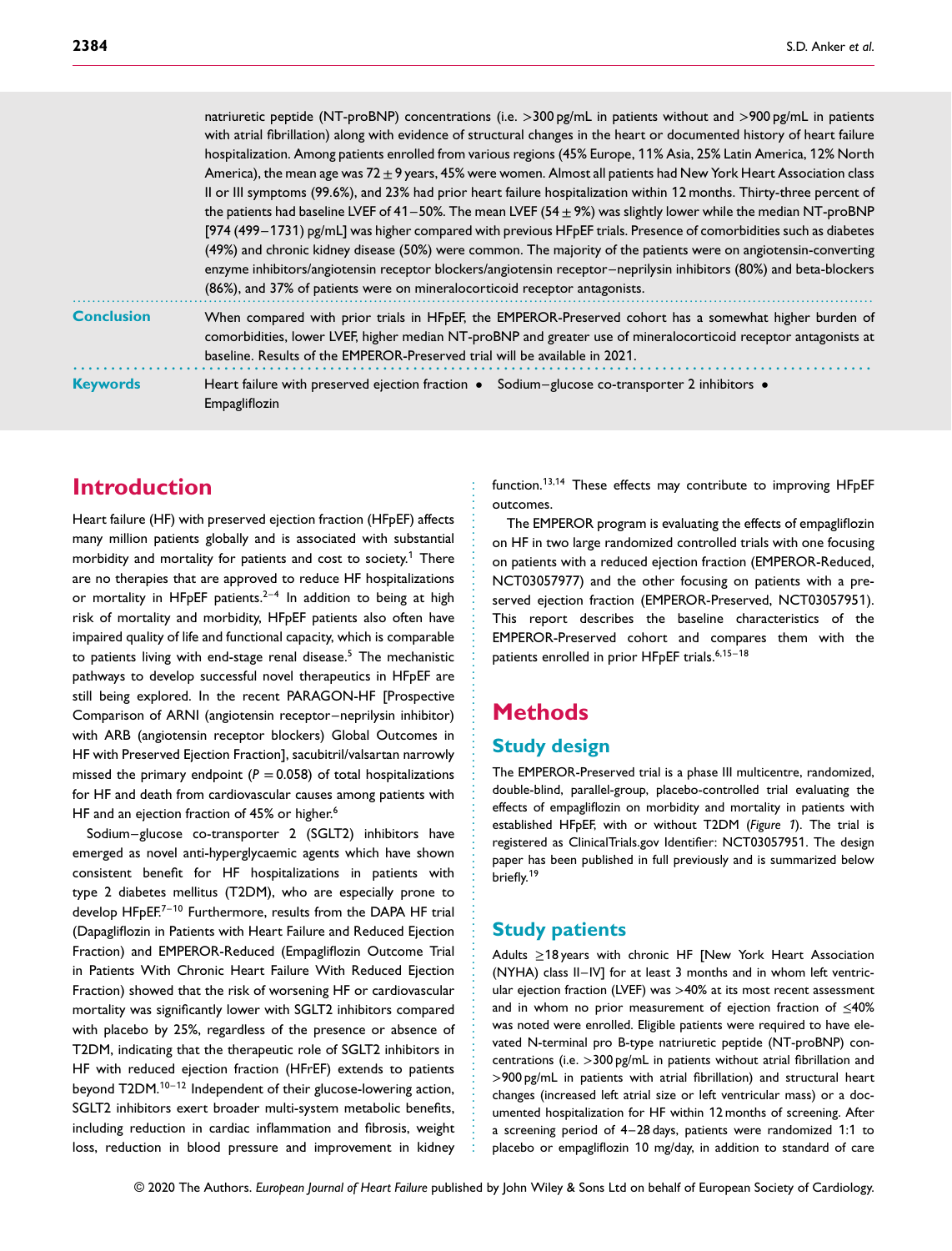natriuretic peptide (NT-proBNP) concentrations (i.e. >300 pg/mL in patients without and >900 pg/mL in patients with atrial fibrillation) along with evidence of structural changes in the heart or documented history of heart failure hospitalization. Among patients enrolled from various regions (45% Europe, 11% Asia, 25% Latin America, 12% North America), the mean age was 72 ± 9 years, 45% were women. Almost all patients had New York Heart Association class II or III symptoms (99.6%), and 23% had prior heart failure hospitalization within 12 months. Thirty-three percent of the patients had baseline LVEF of 41–50%. The mean LVEF (54 ± 9%) was slightly lower while the median NT-proBNP [974 (499–1731) pg/mL] was higher compared with previous HFpEF trials. Presence of comorbidities such as diabetes (49%) and chronic kidney disease (50%) were common. The majority of the patients were on angiotensin-converting enzyme inhibitors/angiotensin receptor blockers/angiotensin receptor–neprilysin inhibitors (80%) and beta-blockers (86%), and 37% of patients were on mineralocorticoid receptor antagonists.

**Conclusion** When compared with prior trials in HFpEF, the EMPEROR-Preserved cohort has a somewhat higher burden of comorbidities, lower LVEF, higher median NT-proBNP and greater use of mineralocorticoid receptor antagonists at baseline. Results of the EMPEROR-Preserved trial will be available in 2021.

**Keywords** Heart failure with preserved ejection fraction • Sodium–glucose co-transporter 2 inhibitors • Empagliflozin

# Introduction

Heart failure (HF) with preserved ejection fraction (HFpEF) affects many million patients globally and is associated with substantial morbidity and mortality for patients and cost to society.[1] There are no therapies that are approved to reduce HF hospitalizations or mortality in HFpEF patients.[2–4] In addition to being at high risk of mortality and morbidity, HFpEF patients also often have impaired quality of life and functional capacity, which is comparable to patients living with end-stage renal disease.[5] The mechanistic pathways to develop successful novel therapeutics in HFpEF are still being explored. In the recent PARAGON-HF [Prospective Comparison of ARNI (angiotensin receptor–neprilysin inhibitor) with ARB (angiotensin receptor blockers) Global Outcomes in HF with Preserved Ejection Fraction], sacubitril/valsartan narrowly missed the primary endpoint ($P = 0.058$) of total hospitalizations for HF and death from cardiovascular causes among patients with HF and an ejection fraction of 45% or higher.[6]

Sodium–glucose co-transporter 2 (SGLT2) inhibitors have emerged as novel anti-hyperglycaemic agents which have shown consistent benefit for HF hospitalizations in patients with type 2 diabetes mellitus (T2DM), who are especially prone to develop HFpEF.[7–10] Furthermore, results from the DAPA HF trial (Dapagliflozin in Patients with Heart Failure and Reduced Ejection Fraction) and EMPEROR-Reduced (Empagliflozin Outcome Trial in Patients With Chronic Heart Failure With Reduced Ejection Fraction) showed that the risk of worsening HF or cardiovascular mortality was significantly lower with SGLT2 inhibitors compared with placebo by 25%, regardless of the presence or absence of T2DM, indicating that the therapeutic role of SGLT2 inhibitors in HF with reduced ejection fraction (HFrEF) extends to patients beyond T2DM.[10–12] Independent of their glucose-lowering action, SGLT2 inhibitors exert broader multi-system metabolic benefits, including reduction in cardiac inflammation and fibrosis, weight loss, reduction in blood pressure and improvement in kidney function.[13,14] These effects may contribute to improving HFpEF outcomes.

The EMPEROR program is evaluating the effects of empagliflozin on HF in two large randomized controlled trials with one focusing on patients with a reduced ejection fraction (EMPEROR-Reduced, NCT03057977) and the other focusing on patients with a preserved ejection fraction (EMPEROR-Preserved, NCT03057951). This report describes the baseline characteristics of the EMPEROR-Preserved cohort and compares them with the patients enrolled in prior HFpEF trials.[6,15–18]

# Methods

## Study design

The EMPEROR-Preserved trial is a phase III multicentre, randomized, double-blind, parallel-group, placebo-controlled trial evaluating the effects of empagliflozin on morbidity and mortality in patients with established HFpEF, with or without T2DM (*Figure 1*). The trial is registered as ClinicalTrials.gov Identifier: NCT03057951. The design paper has been published in full previously and is summarized below briefly.[19]

## Study patients

Adults ≥18 years with chronic HF [New York Heart Association (NYHA) class II–IV] for at least 3 months and in whom left ventricular ejection fraction (LVEF) was >40% at its most recent assessment and in whom no prior measurement of ejection fraction of ≤40% was noted were enrolled. Eligible patients were required to have elevated N-terminal pro B-type natriuretic peptide (NT-proBNP) concentrations (i.e. >300 pg/mL in patients without atrial fibrillation and >900 pg/mL in patients with atrial fibrillation) and structural heart changes (increased left atrial size or left ventricular mass) or a documented hospitalization for HF within 12 months of screening. After a screening period of 4–28 days, patients were randomized 1:1 to placebo or empagliflozin 10 mg/day, in addition to standard of care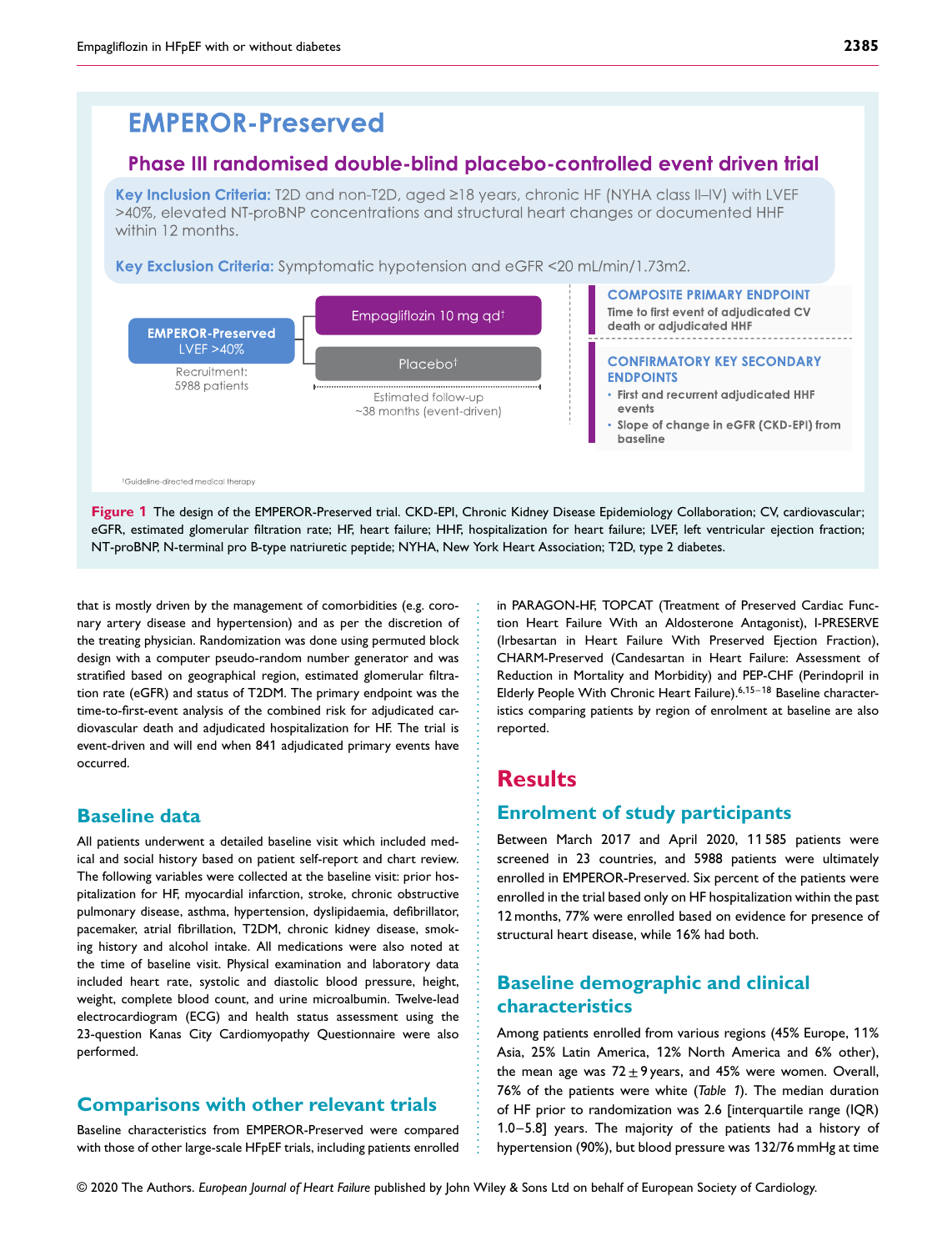# EMPEROR-Preserved

## Phase III randomised double-blind placebo-controlled event driven trial

**Key Inclusion Criteria:** T2D and non-T2D, aged ≥18 years, chronic HF (NYHA class II–IV) with LVEF >40%, elevated NT-proBNP concentrations and structural heart changes or documented HHF within 12 months.

**Key Exclusion Criteria:** Symptomatic hypotension and eGFR <20 mL/min/1.73m2.

**EMPEROR-Preserved** LVEF >40%

Recruitment: 5988 patients

Empagliflozin 10 mg qd†

Placebo†

Estimated follow-up ~38 months (event-driven)

**COMPOSITE PRIMARY ENDPOINT**
Time to first event of adjudicated CV death or adjudicated HHF

**CONFIRMATORY KEY SECONDARY ENDPOINTS**
- First and recurrent adjudicated HHF events
- Slope of change in eGFR (CKD-EPI) from baseline

†Guideline-directed medical therapy

**Figure 1** The design of the EMPEROR-Preserved trial. CKD-EPI, Chronic Kidney Disease Epidemiology Collaboration; CV, cardiovascular; eGFR, estimated glomerular filtration rate; HF, heart failure; HHF, hospitalization for heart failure; LVEF, left ventricular ejection fraction; NT-proBNP, N-terminal pro B-type natriuretic peptide; NYHA, New York Heart Association; T2D, type 2 diabetes.

that is mostly driven by the management of comorbidities (e.g. coronary artery disease and hypertension) and as per the discretion of the treating physician. Randomization was done using permuted block design with a computer pseudo-random number generator and was stratified based on geographical region, estimated glomerular filtration rate (eGFR) and status of T2DM. The primary endpoint was the time-to-first-event analysis of the combined risk for adjudicated cardiovascular death and adjudicated hospitalization for HF. The trial is event-driven and will end when 841 adjudicated primary events have occurred.

## Baseline data

All patients underwent a detailed baseline visit which included medical and social history based on patient self-report and chart review. The following variables were collected at the baseline visit: prior hospitalization for HF, myocardial infarction, stroke, chronic obstructive pulmonary disease, asthma, hypertension, dyslipidaemia, defibrillator, pacemaker, atrial fibrillation, T2DM, chronic kidney disease, smoking history and alcohol intake. All medications were also noted at the time of baseline visit. Physical examination and laboratory data included heart rate, systolic and diastolic blood pressure, height, weight, complete blood count, and urine microalbumin. Twelve-lead electrocardiogram (ECG) and health status assessment using the 23-question Kanas City Cardiomyopathy Questionnaire were also performed.

## Comparisons with other relevant trials

Baseline characteristics from EMPEROR-Preserved were compared with those of other large-scale HFpEF trials, including patients enrolled in PARAGON-HF, TOPCAT (Treatment of Preserved Cardiac Function Heart Failure With an Aldosterone Antagonist), I-PRESERVE (Irbesartan in Heart Failure With Preserved Ejection Fraction), CHARM-Preserved (Candesartan in Heart Failure: Assessment of Reduction in Mortality and Morbidity) and PEP-CHF (Perindopril in Elderly People With Chronic Heart Failure).[6,15–18] Baseline characteristics comparing patients by region of enrolment at baseline are also reported.

# Results

## Enrolment of study participants

Between March 2017 and April 2020, 11 585 patients were screened in 23 countries, and 5988 patients were ultimately enrolled in EMPEROR-Preserved. Six percent of the patients were enrolled in the trial based only on HF hospitalization within the past 12 months, 77% were enrolled based on evidence for presence of structural heart disease, while 16% had both.

## Baseline demographic and clinical characteristics

Among patients enrolled from various regions (45% Europe, 11% Asia, 25% Latin America, 12% North America and 6% other), the mean age was 72 ± 9 years, and 45% were women. Overall, 76% of the patients were white (*Table 1*). The median duration of HF prior to randomization was 2.6 [interquartile range (IQR) 1.0–5.8] years. The majority of the patients had a history of hypertension (90%), but blood pressure was 132/76 mmHg at time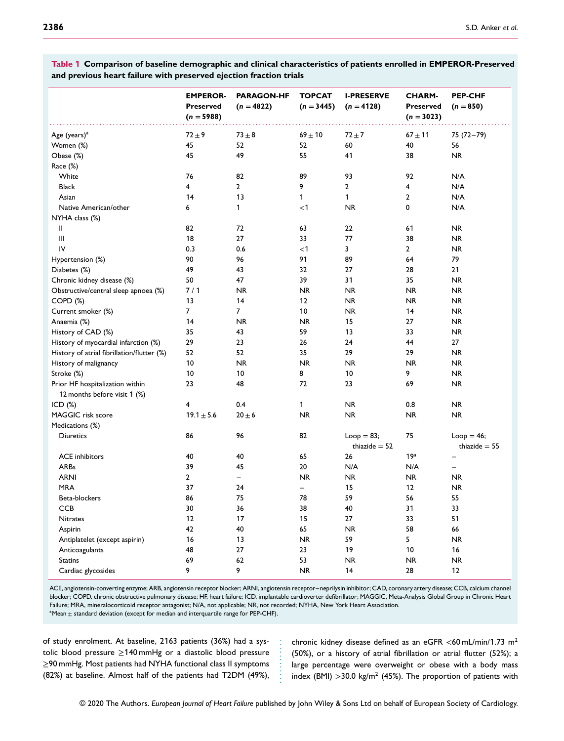**Table 1 Comparison of baseline demographic and clinical characteristics of patients enrolled in EMPEROR-Preserved and previous heart failure with preserved ejection fraction trials**

| | EMPEROR-Preserved ($n = 5988$) | PARAGON-HF ($n = 4822$) | TOPCAT ($n = 3445$) | I-PRESERVE ($n = 4128$) | CHARM-Preserved ($n = 3023$) | PEP-CHF ($n = 850$) |
|---|---|---|---|---|---|---|
| Age (years)[a] | 72 ± 9 | 73 ± 8 | 69 ± 10 | 72 ± 7 | 67 ± 11 | 75 (72–79) |
| Women (%) | 45 | 52 | 52 | 60 | 40 | 56 |
| Obese (%) | 45 | 49 | 55 | 41 | 38 | NR |
| Race (%) | | | | | | |
| White | 76 | 82 | 89 | 93 | 92 | N/A |
| Black | 4 | 2 | 9 | 2 | 4 | N/A |
| Asian | 14 | 13 | 1 | 1 | 2 | N/A |
| Native American/other | 6 | 1 | <1 | NR | 0 | N/A |
| NYHA class (%) | | | | | | |
| II | 82 | 72 | 63 | 22 | 61 | NR |
| III | 18 | 27 | 33 | 77 | 38 | NR |
| IV | 0.3 | 0.6 | <1 | 3 | 2 | NR |
| Hypertension (%) | 90 | 96 | 91 | 89 | 64 | 79 |
| Diabetes (%) | 49 | 43 | 32 | 27 | 28 | 21 |
| Chronic kidney disease (%) | 50 | 47 | 39 | 31 | 35 | NR |
| Obstructive/central sleep apnoea (%) | 7 / 1 | NR | NR | NR | NR | NR |
| COPD (%) | 13 | 14 | 12 | NR | NR | NR |
| Current smoker (%) | 7 | 7 | 10 | NR | 14 | NR |
| Anaemia (%) | 14 | NR | NR | 15 | 27 | NR |
| History of CAD (%) | 35 | 43 | 59 | 13 | 33 | NR |
| History of myocardial infarction (%) | 29 | 23 | 26 | 24 | 44 | 27 |
| History of atrial fibrillation/flutter (%) | 52 | 52 | 35 | 29 | 29 | NR |
| History of malignancy | 10 | NR | NR | NR | NR | NR |
| Stroke (%) | 10 | 10 | 8 | 10 | 9 | NR |
| Prior HF hospitalization within 12 months before visit 1 (%) | 23 | 48 | 72 | 23 | 69 | NR |
| ICD (%) | 4 | 0.4 | 1 | NR | 0.8 | NR |
| MAGGIC risk score | 19.1 ± 5.6 | 20 ± 6 | NR | NR | NR | NR |
| Medications (%) | | | | | | |
| Diuretics | 86 | 96 | 82 | Loop = 83; thiazide = 52 | 75 | Loop = 46; thiazide = 55 |
| ACE inhibitors | 40 | 40 | 65 | 26 | 19[a] | – |
| ARBs | 39 | 45 | 20 | N/A | N/A | – |
| ARNI | 2 | – | NR | NR | NR | NR |
| MRA | 37 | 24 | – | 15 | 12 | NR |
| Beta-blockers | 86 | 75 | 78 | 59 | 56 | 55 |
| CCB | 30 | 36 | 38 | 40 | 31 | 33 |
| Nitrates | 12 | 17 | 15 | 27 | 33 | 51 |
| Aspirin | 42 | 40 | 65 | NR | 58 | 66 |
| Antiplatelet (except aspirin) | 16 | 13 | NR | 59 | 5 | NR |
| Anticoagulants | 48 | 27 | 23 | 19 | 10 | 16 |
| Statins | 69 | 62 | 53 | NR | NR | NR |
| Cardiac glycosides | 9 | 9 | NR | 14 | 28 | 12 |

ACE, angiotensin-converting enzyme; ARB, angiotensin receptor blocker; ARNI, angiotensin receptor–neprilysin inhibitor; CAD, coronary artery disease; CCB, calcium channel blocker; COPD, chronic obstructive pulmonary disease; HF, heart failure; ICD, implantable cardioverter defibrillator; MAGGIC, Meta-Analysis Global Group in Chronic Heart Failure; MRA, mineralocorticoid receptor antagonist; N/A, not applicable; NR, not recorded; NYHA, New York Heart Association.
[a]Mean ± standard deviation (except for median and interquartile range for PEP-CHF).

of study enrolment. At baseline, 2163 patients (36%) had a systolic blood pressure ≥140 mmHg or a diastolic blood pressure ≥90 mmHg. Most patients had NYHA functional class II symptoms (82%) at baseline. Almost half of the patients had T2DM (49%), chronic kidney disease defined as an eGFR <60 mL/min/1.73 m$^2$ (50%), or a history of atrial fibrillation or atrial flutter (52%); a large percentage were overweight or obese with a body mass index (BMI) >30.0 kg/m$^2$ (45%). The proportion of patients with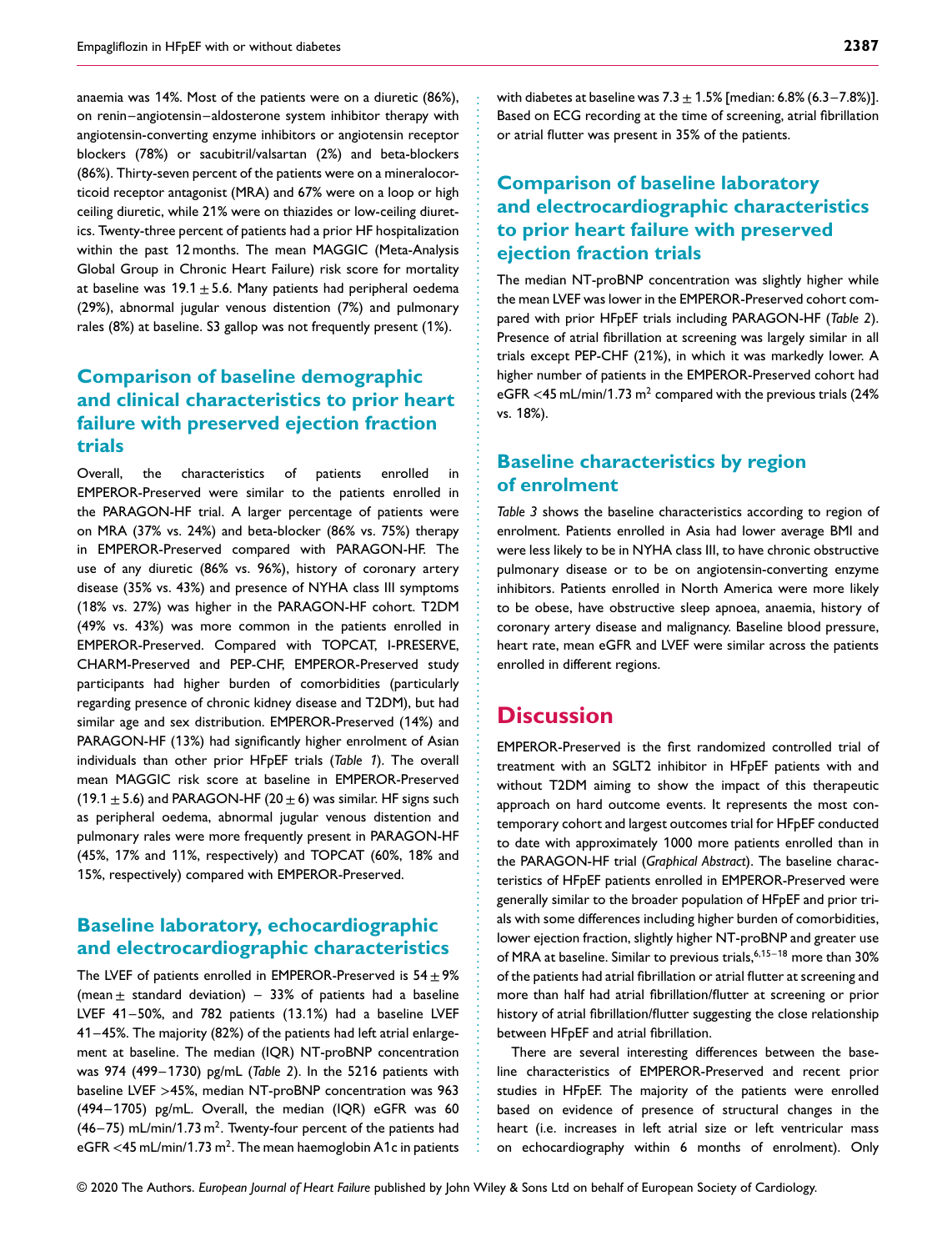anaemia was 14%. Most of the patients were on a diuretic (86%), on renin–angiotensin–aldosterone system inhibitor therapy with angiotensin-converting enzyme inhibitors or angiotensin receptor blockers (78%) or sacubitril/valsartan (2%) and beta-blockers (86%). Thirty-seven percent of the patients were on a mineralocorticoid receptor antagonist (MRA) and 67% were on a loop or high ceiling diuretic, while 21% were on thiazides or low-ceiling diuretics. Twenty-three percent of patients had a prior HF hospitalization within the past 12 months. The mean MAGGIC (Meta-Analysis Global Group in Chronic Heart Failure) risk score for mortality at baseline was $19.1 \pm 5.6$. Many patients had peripheral oedema (29%), abnormal jugular venous distention (7%) and pulmonary rales (8%) at baseline. S3 gallop was not frequently present (1%).

## Comparison of baseline demographic and clinical characteristics to prior heart failure with preserved ejection fraction trials

Overall, the characteristics of patients enrolled in EMPEROR-Preserved were similar to the patients enrolled in the PARAGON-HF trial. A larger percentage of patients were on MRA (37% vs. 24%) and beta-blocker (86% vs. 75%) therapy in EMPEROR-Preserved compared with PARAGON-HF. The use of any diuretic (86% vs. 96%), history of coronary artery disease (35% vs. 43%) and presence of NYHA class III symptoms (18% vs. 27%) was higher in the PARAGON-HF cohort. T2DM (49% vs. 43%) was more common in the patients enrolled in EMPEROR-Preserved. Compared with TOPCAT, I-PRESERVE, CHARM-Preserved and PEP-CHF, EMPEROR-Preserved study participants had higher burden of comorbidities (particularly regarding presence of chronic kidney disease and T2DM), but had similar age and sex distribution. EMPEROR-Preserved (14%) and PARAGON-HF (13%) had significantly higher enrolment of Asian individuals than other prior HFpEF trials (*Table 1*). The overall mean MAGGIC risk score at baseline in EMPEROR-Preserved ($19.1 \pm 5.6$) and PARAGON-HF ($20 \pm 6$) was similar. HF signs such as peripheral oedema, abnormal jugular venous distention and pulmonary rales were more frequently present in PARAGON-HF (45%, 17% and 11%, respectively) and TOPCAT (60%, 18% and 15%, respectively) compared with EMPEROR-Preserved.

## Baseline laboratory, echocardiographic and electrocardiographic characteristics

The LVEF of patients enrolled in EMPEROR-Preserved is $54 \pm 9\%$ (mean $\pm$ standard deviation) – 33% of patients had a baseline LVEF 41–50%, and 782 patients (13.1%) had a baseline LVEF 41–45%. The majority (82%) of the patients had left atrial enlargement at baseline. The median (IQR) NT-proBNP concentration was 974 (499–1730) pg/mL (*Table 2*). In the 5216 patients with baseline LVEF >45%, median NT-proBNP concentration was 963 (494–1705) pg/mL. Overall, the median (IQR) eGFR was 60 (46–75) mL/min/1.73 m$^2$. Twenty-four percent of the patients had eGFR <45 mL/min/1.73 m$^2$. The mean haemoglobin A1c in patients with diabetes at baseline was $7.3 \pm 1.5\%$ [median: 6.8% (6.3–7.8%)]. Based on ECG recording at the time of screening, atrial fibrillation or atrial flutter was present in 35% of the patients.

## Comparison of baseline laboratory and electrocardiographic characteristics to prior heart failure with preserved ejection fraction trials

The median NT-proBNP concentration was slightly higher while the mean LVEF was lower in the EMPEROR-Preserved cohort compared with prior HFpEF trials including PARAGON-HF (*Table 2*). Presence of atrial fibrillation at screening was largely similar in all trials except PEP-CHF (21%), in which it was markedly lower. A higher number of patients in the EMPEROR-Preserved cohort had eGFR <45 mL/min/1.73 m$^2$ compared with the previous trials (24% vs. 18%).

## Baseline characteristics by region of enrolment

*Table 3* shows the baseline characteristics according to region of enrolment. Patients enrolled in Asia had lower average BMI and were less likely to be in NYHA class III, to have chronic obstructive pulmonary disease or to be on angiotensin-converting enzyme inhibitors. Patients enrolled in North America were more likely to be obese, have obstructive sleep apnoea, anaemia, history of coronary artery disease and malignancy. Baseline blood pressure, heart rate, mean eGFR and LVEF were similar across the patients enrolled in different regions.

# Discussion

EMPEROR-Preserved is the first randomized controlled trial of treatment with an SGLT2 inhibitor in HFpEF patients with and without T2DM aiming to show the impact of this therapeutic approach on hard outcome events. It represents the most contemporary cohort and largest outcomes trial for HFpEF conducted to date with approximately 1000 more patients enrolled than in the PARAGON-HF trial (*Graphical Abstract*). The baseline characteristics of HFpEF patients enrolled in EMPEROR-Preserved were generally similar to the broader population of HFpEF and prior trials with some differences including higher burden of comorbidities, lower ejection fraction, slightly higher NT-proBNP and greater use of MRA at baseline. Similar to previous trials,[6,15–18] more than 30% of the patients had atrial fibrillation or atrial flutter at screening and more than half had atrial fibrillation/flutter at screening or prior history of atrial fibrillation/flutter suggesting the close relationship between HFpEF and atrial fibrillation.

There are several interesting differences between the baseline characteristics of EMPEROR-Preserved and recent prior studies in HFpEF. The majority of the patients were enrolled based on evidence of presence of structural changes in the heart (i.e. increases in left atrial size or left ventricular mass on echocardiography within 6 months of enrolment). Only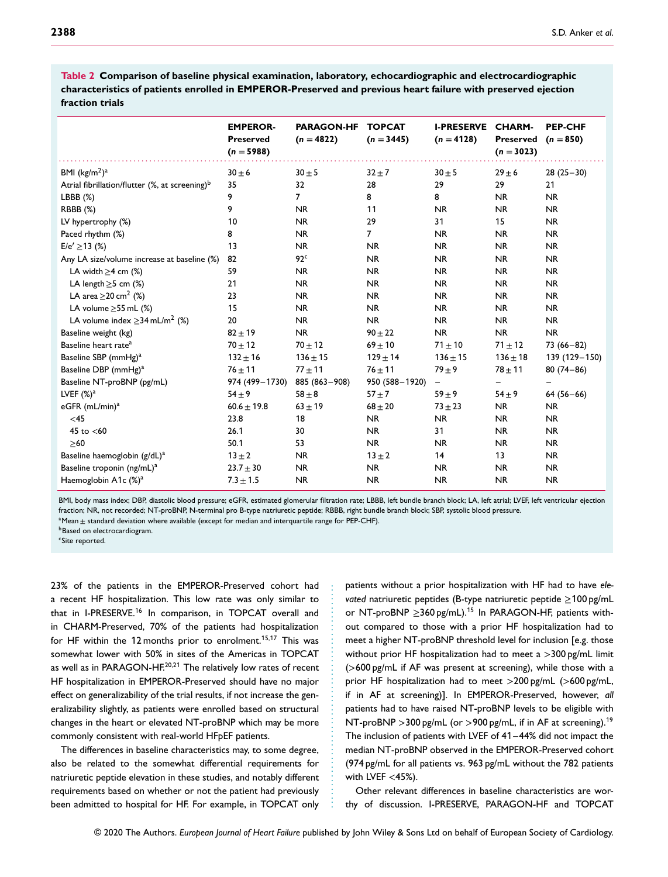**Table 2 Comparison of baseline physical examination, laboratory, echocardiographic and electrocardiographic characteristics of patients enrolled in EMPEROR-Preserved and previous heart failure with preserved ejection fraction trials**

| | EMPEROR-Preserved (n = 5988) | PARAGON-HF (n = 4822) | TOPCAT (n = 3445) | I-PRESERVE (n = 4128) | CHARM-Preserved (n = 3023) | PEP-CHF (n = 850) |
|---|---|---|---|---|---|---|
| BMI (kg/m²)[a] | 30 ± 6 | 30 ± 5 | 32 ± 7 | 30 ± 5 | 29 ± 6 | 28 (25–30) |
| Atrial fibrillation/flutter (%, at screening)[b] | 35 | 32 | 28 | 29 | 29 | 21 |
| LBBB (%) | 9 | 7 | 8 | 8 | NR | NR |
| RBBB (%) | 9 | NR | 11 | NR | NR | NR |
| LV hypertrophy (%) | 10 | NR | 29 | 31 | 15 | NR |
| Paced rhythm (%) | 8 | NR | 7 | NR | NR | NR |
| E/e′ ≥13 (%) | 13 | NR | NR | NR | NR | NR |
| Any LA size/volume increase at baseline (%) | 82 | 92[c] | NR | NR | NR | NR |
| LA width ≥4 cm (%) | 59 | NR | NR | NR | NR | NR |
| LA length ≥5 cm (%) | 21 | NR | NR | NR | NR | NR |
| LA area ≥20 cm² (%) | 23 | NR | NR | NR | NR | NR |
| LA volume ≥55 mL (%) | 15 | NR | NR | NR | NR | NR |
| LA volume index ≥34 mL/m² (%) | 20 | NR | NR | NR | NR | NR |
| Baseline weight (kg) | 82 ± 19 | NR | 90 ± 22 | NR | NR | NR |
| Baseline heart rate[a] | 70 ± 12 | 70 ± 12 | 69 ± 10 | 71 ± 10 | 71 ± 12 | 73 (66–82) |
| Baseline SBP (mmHg)[a] | 132 ± 16 | 136 ± 15 | 129 ± 14 | 136 ± 15 | 136 ± 18 | 139 (129–150) |
| Baseline DBP (mmHg)[a] | 76 ± 11 | 77 ± 11 | 76 ± 11 | 79 ± 9 | 78 ± 11 | 80 (74–86) |
| Baseline NT-proBNP (pg/mL) | 974 (499–1730) | 885 (863–908) | 950 (588–1920) | – | – | – |
| LVEF (%)[a] | 54 ± 9 | 58 ± 8 | 57 ± 7 | 59 ± 9 | 54 ± 9 | 64 (56–66) |
| eGFR (mL/min)[a] | 60.6 ± 19.8 | 63 ± 19 | 68 ± 20 | 73 ± 23 | NR | NR |
| <45 | 23.8 | 18 | NR | NR | NR | NR |
| 45 to <60 | 26.1 | 30 | NR | 31 | NR | NR |
| ≥60 | 50.1 | 53 | NR | NR | NR | NR |
| Baseline haemoglobin (g/dL)[a] | 13 ± 2 | NR | 13 ± 2 | 14 | 13 | NR |
| Baseline troponin (ng/mL)[a] | 23.7 ± 30 | NR | NR | NR | NR | NR |
| Haemoglobin A1c (%)[a] | 7.3 ± 1.5 | NR | NR | NR | NR | NR |

BMI, body mass index; DBP, diastolic blood pressure; eGFR, estimated glomerular filtration rate; LBBB, left bundle branch block; LA, left atrial; LVEF, left ventricular ejection fraction; NR, not recorded; NT-proBNP, N-terminal pro B-type natriuretic peptide; RBBB, right bundle branch block; SBP, systolic blood pressure.
[a]Mean ± standard deviation where available (except for median and interquartile range for PEP-CHF).
[b]Based on electrocardiogram.
[c]Site reported.

23% of the patients in the EMPEROR-Preserved cohort had a recent HF hospitalization. This low rate was only similar to that in I-PRESERVE.[16] In comparison, in TOPCAT overall and in CHARM-Preserved, 70% of the patients had hospitalization for HF within the 12 months prior to enrolment.[15,17] This was somewhat lower with 50% in sites of the Americas in TOPCAT as well as in PARAGON-HF.[20,21] The relatively low rates of recent HF hospitalization in EMPEROR-Preserved should have no major effect on generalizability of the trial results, if not increase the generalizability slightly, as patients were enrolled based on structural changes in the heart or elevated NT-proBNP which may be more commonly consistent with real-world HFpEF patients.

The differences in baseline characteristics may, to some degree, also be related to the somewhat differential requirements for natriuretic peptide elevation in these studies, and notably different requirements based on whether or not the patient had previously been admitted to hospital for HF. For example, in TOPCAT only patients without a prior hospitalization with HF had to have *elevated* natriuretic peptides (B-type natriuretic peptide ≥100 pg/mL or NT-proBNP ≥360 pg/mL).[15] In PARAGON-HF, patients without compared to those with a prior HF hospitalization had to meet a higher NT-proBNP threshold level for inclusion [e.g. those without prior HF hospitalization had to meet a >300 pg/mL limit (>600 pg/mL if AF was present at screening), while those with a prior HF hospitalization had to meet >200 pg/mL (>600 pg/mL, if in AF at screening)]. In EMPEROR-Preserved, however, *all* patients had to have raised NT-proBNP levels to be eligible with NT-proBNP >300 pg/mL (or >900 pg/mL, if in AF at screening).[19] The inclusion of patients with LVEF of 41–44% did not impact the median NT-proBNP observed in the EMPEROR-Preserved cohort (974 pg/mL for all patients vs. 963 pg/mL without the 782 patients with LVEF <45%).

Other relevant differences in baseline characteristics are worthy of discussion. I-PRESERVE, PARAGON-HF and TOPCAT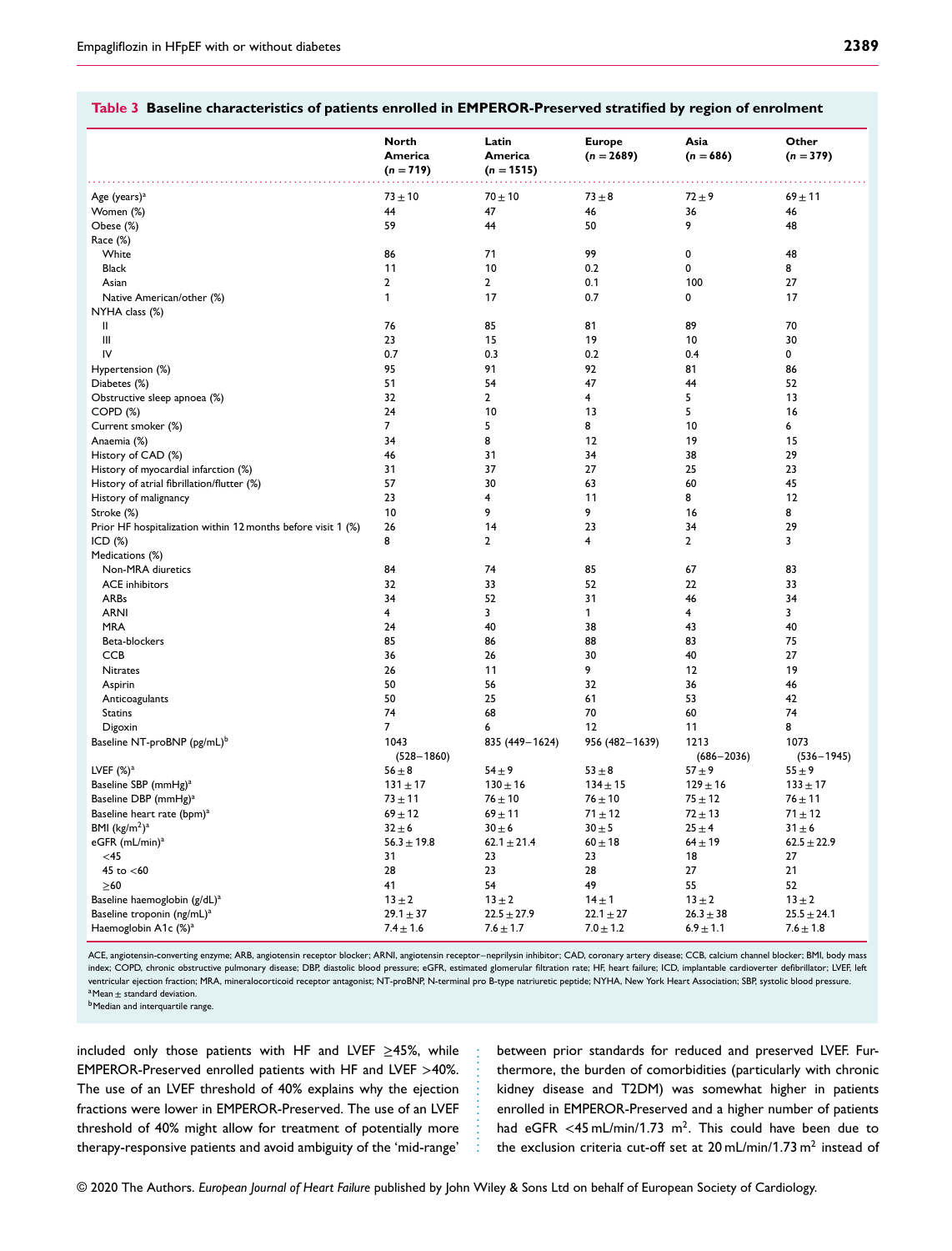**Table 3 Baseline characteristics of patients enrolled in EMPEROR-Preserved stratified by region of enrolment**

| | North America (n = 719) | Latin America (n = 1515) | Europe (n = 2689) | Asia (n = 686) | Other (n = 379) |
|---|---|---|---|---|---|
| Age (years)[a] | 73 ± 10 | 70 ± 10 | 73 ± 8 | 72 ± 9 | 69 ± 11 |
| Women (%) | 44 | 47 | 46 | 36 | 46 |
| Obese (%) | 59 | 44 | 50 | 9 | 48 |
| Race (%) | | | | | |
| White | 86 | 71 | 99 | 0 | 48 |
| Black | 11 | 10 | 0.2 | 0 | 8 |
| Asian | 2 | 2 | 0.1 | 100 | 27 |
| Native American/other (%) | 1 | 17 | 0.7 | 0 | 17 |
| NYHA class (%) | | | | | |
| II | 76 | 85 | 81 | 89 | 70 |
| III | 23 | 15 | 19 | 10 | 30 |
| IV | 0.7 | 0.3 | 0.2 | 0.4 | 0 |
| Hypertension (%) | 95 | 91 | 92 | 81 | 86 |
| Diabetes (%) | 51 | 54 | 47 | 44 | 52 |
| Obstructive sleep apnoea (%) | 32 | 2 | 4 | 5 | 13 |
| COPD (%) | 24 | 10 | 13 | 5 | 16 |
| Current smoker (%) | 7 | 5 | 8 | 10 | 6 |
| Anaemia (%) | 34 | 8 | 12 | 19 | 15 |
| History of CAD (%) | 46 | 31 | 34 | 38 | 29 |
| History of myocardial infarction (%) | 31 | 37 | 27 | 25 | 23 |
| History of atrial fibrillation/flutter (%) | 57 | 30 | 63 | 60 | 45 |
| History of malignancy | 23 | 4 | 11 | 8 | 12 |
| Stroke (%) | 10 | 9 | 9 | 16 | 8 |
| Prior HF hospitalization within 12 months before visit 1 (%) | 26 | 14 | 23 | 34 | 29 |
| ICD (%) | 8 | 2 | 4 | 2 | 3 |
| Medications (%) | | | | | |
| Non-MRA diuretics | 84 | 74 | 85 | 67 | 83 |
| ACE inhibitors | 32 | 33 | 52 | 22 | 33 |
| ARBs | 34 | 52 | 31 | 46 | 34 |
| ARNI | 4 | 3 | 1 | 4 | 3 |
| MRA | 24 | 40 | 38 | 43 | 40 |
| Beta-blockers | 85 | 86 | 88 | 83 | 75 |
| CCB | 36 | 26 | 30 | 40 | 27 |
| Nitrates | 26 | 11 | 9 | 12 | 19 |
| Aspirin | 50 | 56 | 32 | 36 | 46 |
| Anticoagulants | 50 | 25 | 61 | 53 | 42 |
| Statins | 74 | 68 | 70 | 60 | 74 |
| Digoxin | 7 | 6 | 12 | 11 | 8 |
| Baseline NT-proBNP (pg/mL)[b] | 1043 (528–1860) | 835 (449–1624) | 956 (482–1639) | 1213 (686–2036) | 1073 (536–1945) |
| LVEF (%)[a] | 56 ± 8 | 54 ± 9 | 53 ± 8 | 57 ± 9 | 55 ± 9 |
| Baseline SBP (mmHg)[a] | 131 ± 17 | 130 ± 16 | 134 ± 15 | 129 ± 16 | 133 ± 17 |
| Baseline DBP (mmHg)[a] | 73 ± 11 | 76 ± 10 | 76 ± 10 | 75 ± 12 | 76 ± 11 |
| Baseline heart rate (bpm)[a] | 69 ± 12 | 69 ± 11 | 71 ± 12 | 72 ± 13 | 71 ± 12 |
| BMI (kg/m$^2$)[a] | 32 ± 6 | 30 ± 6 | 30 ± 5 | 25 ± 4 | 31 ± 6 |
| eGFR (mL/min)[a] | 56.3 ± 19.8 | 62.1 ± 21.4 | 60 ± 18 | 64 ± 19 | 62.5 ± 22.9 |
| <45 | 31 | 23 | 23 | 18 | 27 |
| 45 to <60 | 28 | 23 | 28 | 27 | 21 |
| ≥60 | 41 | 54 | 49 | 55 | 52 |
| Baseline haemoglobin (g/dL)[a] | 13 ± 2 | 13 ± 2 | 14 ± 1 | 13 ± 2 | 13 ± 2 |
| Baseline troponin (ng/mL)[a] | 29.1 ± 37 | 22.5 ± 27.9 | 22.1 ± 27 | 26.3 ± 38 | 25.5 ± 24.1 |
| Haemoglobin A1c (%)[a] | 7.4 ± 1.6 | 7.6 ± 1.7 | 7.0 ± 1.2 | 6.9 ± 1.1 | 7.6 ± 1.8 |

ACE, angiotensin-converting enzyme; ARB, angiotensin receptor blocker; ARNI, angiotensin receptor–neprilysin inhibitor; CAD, coronary artery disease; CCB, calcium channel blocker; BMI, body mass index; COPD, chronic obstructive pulmonary disease; DBP, diastolic blood pressure; eGFR, estimated glomerular filtration rate; HF, heart failure; ICD, implantable cardioverter defibrillator; LVEF, left ventricular ejection fraction; MRA, mineralocorticoid receptor antagonist; NT-proBNP, N-terminal pro B-type natriuretic peptide; NYHA, New York Heart Association; SBP, systolic blood pressure.
[a]Mean ± standard deviation.
[b]Median and interquartile range.

included only those patients with HF and LVEF ≥45%, while EMPEROR-Preserved enrolled patients with HF and LVEF >40%. The use of an LVEF threshold of 40% explains why the ejection fractions were lower in EMPEROR-Preserved. The use of an LVEF threshold of 40% might allow for treatment of potentially more therapy-responsive patients and avoid ambiguity of the 'mid-range' between prior standards for reduced and preserved LVEF. Furthermore, the burden of comorbidities (particularly with chronic kidney disease and T2DM) was somewhat higher in patients enrolled in EMPEROR-Preserved and a higher number of patients had eGFR <45 mL/min/1.73 m$^2$. This could have been due to the exclusion criteria cut-off set at 20 mL/min/1.73 m$^2$ instead of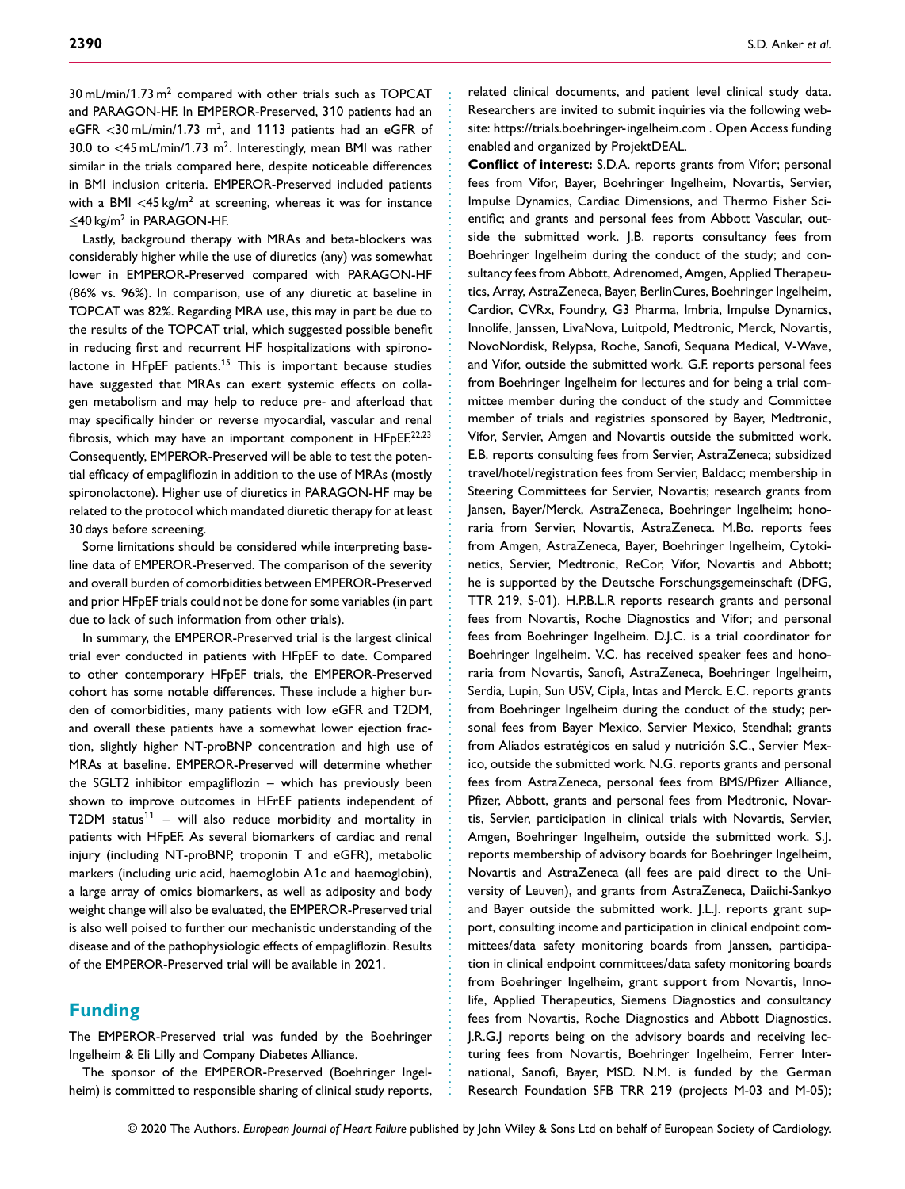30 mL/min/1.73 m$^2$ compared with other trials such as TOPCAT and PARAGON-HF. In EMPEROR-Preserved, 310 patients had an eGFR <30 mL/min/1.73 m$^2$, and 1113 patients had an eGFR of 30.0 to <45 mL/min/1.73 m$^2$. Interestingly, mean BMI was rather similar in the trials compared here, despite noticeable differences in BMI inclusion criteria. EMPEROR-Preserved included patients with a BMI <45 kg/m$^2$ at screening, whereas it was for instance ≤40 kg/m$^2$ in PARAGON-HF.

Lastly, background therapy with MRAs and beta-blockers was considerably higher while the use of diuretics (any) was somewhat lower in EMPEROR-Preserved compared with PARAGON-HF (86% vs. 96%). In comparison, use of any diuretic at baseline in TOPCAT was 82%. Regarding MRA use, this may in part be due to the results of the TOPCAT trial, which suggested possible benefit in reducing first and recurrent HF hospitalizations with spironolactone in HFpEF patients.[15] This is important because studies have suggested that MRAs can exert systemic effects on collagen metabolism and may help to reduce pre- and afterload that may specifically hinder or reverse myocardial, vascular and renal fibrosis, which may have an important component in HFpEF.[22,23] Consequently, EMPEROR-Preserved will be able to test the potential efficacy of empagliflozin in addition to the use of MRAs (mostly spironolactone). Higher use of diuretics in PARAGON-HF may be related to the protocol which mandated diuretic therapy for at least 30 days before screening.

Some limitations should be considered while interpreting baseline data of EMPEROR-Preserved. The comparison of the severity and overall burden of comorbidities between EMPEROR-Preserved and prior HFpEF trials could not be done for some variables (in part due to lack of such information from other trials).

In summary, the EMPEROR-Preserved trial is the largest clinical trial ever conducted in patients with HFpEF to date. Compared to other contemporary HFpEF trials, the EMPEROR-Preserved cohort has some notable differences. These include a higher burden of comorbidities, many patients with low eGFR and T2DM, and overall these patients have a somewhat lower ejection fraction, slightly higher NT-proBNP concentration and high use of MRAs at baseline. EMPEROR-Preserved will determine whether the SGLT2 inhibitor empagliflozin – which has previously been shown to improve outcomes in HFrEF patients independent of T2DM status[11] – will also reduce morbidity and mortality in patients with HFpEF. As several biomarkers of cardiac and renal injury (including NT-proBNP, troponin T and eGFR), metabolic markers (including uric acid, haemoglobin A1c and haemoglobin), a large array of omics biomarkers, as well as adiposity and body weight change will also be evaluated, the EMPEROR-Preserved trial is also well poised to further our mechanistic understanding of the disease and of the pathophysiologic effects of empagliflozin. Results of the EMPEROR-Preserved trial will be available in 2021.

## Funding

The EMPEROR-Preserved trial was funded by the Boehringer Ingelheim & Eli Lilly and Company Diabetes Alliance.

The sponsor of the EMPEROR-Preserved (Boehringer Ingelheim) is committed to responsible sharing of clinical study reports, related clinical documents, and patient level clinical study data. Researchers are invited to submit inquiries via the following website: https://trials.boehringer-ingelheim.com . Open Access funding enabled and organized by ProjektDEAL.

**Conflict of interest:** S.D.A. reports grants from Vifor; personal fees from Vifor, Bayer, Boehringer Ingelheim, Novartis, Servier, Impulse Dynamics, Cardiac Dimensions, and Thermo Fisher Scientific; and grants and personal fees from Abbott Vascular, outside the submitted work. J.B. reports consultancy fees from Boehringer Ingelheim during the conduct of the study; and consultancy fees from Abbott, Adrenomed, Amgen, Applied Therapeutics, Array, AstraZeneca, Bayer, BerlinCures, Boehringer Ingelheim, Cardior, CVRx, Foundry, G3 Pharma, Imbria, Impulse Dynamics, Innolife, Janssen, LivaNova, Luitpold, Medtronic, Merck, Novartis, NovoNordisk, Relypsa, Roche, Sanofi, Sequana Medical, V-Wave, and Vifor, outside the submitted work. G.F. reports personal fees from Boehringer Ingelheim for lectures and for being a trial committee member during the conduct of the study and Committee member of trials and registries sponsored by Bayer, Medtronic, Vifor, Servier, Amgen and Novartis outside the submitted work. E.B. reports consulting fees from Servier, AstraZeneca; subsidized travel/hotel/registration fees from Servier, Baldacc; membership in Steering Committees for Servier, Novartis; research grants from Jansen, Bayer/Merck, AstraZeneca, Boehringer Ingelheim; honoraria from Servier, Novartis, AstraZeneca. M.Bo. reports fees from Amgen, AstraZeneca, Bayer, Boehringer Ingelheim, Cytokinetics, Servier, Medtronic, ReCor, Vifor, Novartis and Abbott; he is supported by the Deutsche Forschungsgemeinschaft (DFG, TTR 219, S-01). H.P.B.L.R reports research grants and personal fees from Novartis, Roche Diagnostics and Vifor; and personal fees from Boehringer Ingelheim. D.J.C. is a trial coordinator for Boehringer Ingelheim. V.C. has received speaker fees and honoraria from Novartis, Sanofi, AstraZeneca, Boehringer Ingelheim, Serdia, Lupin, Sun USV, Cipla, Intas and Merck. E.C. reports grants from Boehringer Ingelheim during the conduct of the study; personal fees from Bayer Mexico, Servier Mexico, Stendhal; grants from Aliados estratégicos en salud y nutrición S.C., Servier Mexico, outside the submitted work. N.G. reports grants and personal fees from AstraZeneca, personal fees from BMS/Pfizer Alliance, Pfizer, Abbott, grants and personal fees from Medtronic, Novartis, Servier, participation in clinical trials with Novartis, Servier, Amgen, Boehringer Ingelheim, outside the submitted work. S.J. reports membership of advisory boards for Boehringer Ingelheim, Novartis and AstraZeneca (all fees are paid direct to the University of Leuven), and grants from AstraZeneca, Daiichi-Sankyo and Bayer outside the submitted work. J.L.J. reports grant support, consulting income and participation in clinical endpoint committees/data safety monitoring boards from Janssen, participation in clinical endpoint committees/data safety monitoring boards from Boehringer Ingelheim, grant support from Novartis, Innolife, Applied Therapeutics, Siemens Diagnostics and consultancy fees from Novartis, Roche Diagnostics and Abbott Diagnostics. J.R.G.J reports being on the advisory boards and receiving lecturing fees from Novartis, Boehringer Ingelheim, Ferrer International, Sanofi, Bayer, MSD. N.M. is funded by the German Research Foundation SFB TRR 219 (projects M-03 and M-05);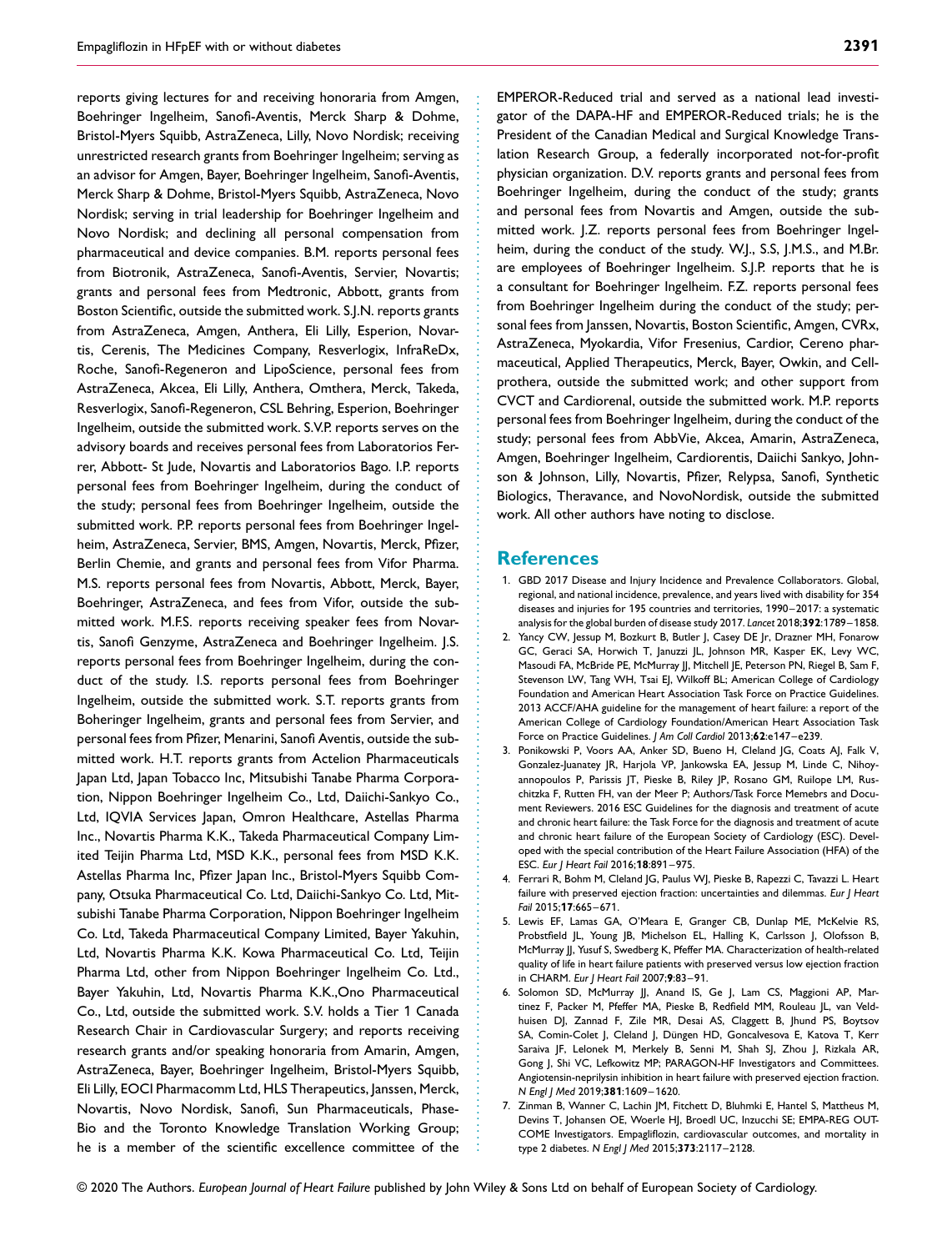reports giving lectures for and receiving honoraria from Amgen, Boehringer Ingelheim, Sanofi-Aventis, Merck Sharp & Dohme, Bristol-Myers Squibb, AstraZeneca, Lilly, Novo Nordisk; receiving unrestricted research grants from Boehringer Ingelheim; serving as an advisor for Amgen, Bayer, Boehringer Ingelheim, Sanofi-Aventis, Merck Sharp & Dohme, Bristol-Myers Squibb, AstraZeneca, Novo Nordisk; serving in trial leadership for Boehringer Ingelheim and Novo Nordisk; and declining all personal compensation from pharmaceutical and device companies. B.M. reports personal fees from Biotronik, AstraZeneca, Sanofi-Aventis, Servier, Novartis; grants and personal fees from Medtronic, Abbott, grants from Boston Scientific, outside the submitted work. S.J.N. reports grants from AstraZeneca, Amgen, Anthera, Eli Lilly, Esperion, Novartis, Cerenis, The Medicines Company, Resverlogix, InfraReDx, Roche, Sanofi-Regeneron and LipoScience, personal fees from AstraZeneca, Akcea, Eli Lilly, Anthera, Omthera, Merck, Takeda, Resverlogix, Sanofi-Regeneron, CSL Behring, Esperion, Boehringer Ingelheim, outside the submitted work. S.V.P. reports serves on the advisory boards and receives personal fees from Laboratorios Ferrer, Abbott- St Jude, Novartis and Laboratorios Bago. I.P. reports personal fees from Boehringer Ingelheim, during the conduct of the study; personal fees from Boehringer Ingelheim, outside the submitted work. P.P. reports personal fees from Boehringer Ingelheim, AstraZeneca, Servier, BMS, Amgen, Novartis, Merck, Pfizer, Berlin Chemie, and grants and personal fees from Vifor Pharma. M.S. reports personal fees from Novartis, Abbott, Merck, Bayer, Boehringer, AstraZeneca, and fees from Vifor, outside the submitted work. M.F.S. reports receiving speaker fees from Novartis, Sanofi Genzyme, AstraZeneca and Boehringer Ingelheim. J.S. reports personal fees from Boehringer Ingelheim, during the conduct of the study. I.S. reports personal fees from Boehringer Ingelheim, outside the submitted work. S.T. reports grants from Boheringer Ingelheim, grants and personal fees from Servier, and personal fees from Pfizer, Menarini, Sanofi Aventis, outside the submitted work. H.T. reports grants from Actelion Pharmaceuticals Japan Ltd, Japan Tobacco Inc, Mitsubishi Tanabe Pharma Corporation, Nippon Boehringer Ingelheim Co., Ltd, Daiichi-Sankyo Co., Ltd, IQVIA Services Japan, Omron Healthcare, Astellas Pharma Inc., Novartis Pharma K.K., Takeda Pharmaceutical Company Limited Teijin Pharma Ltd, MSD K.K., personal fees from MSD K.K. Astellas Pharma Inc, Pfizer Japan Inc., Bristol-Myers Squibb Company, Otsuka Pharmaceutical Co. Ltd, Daiichi-Sankyo Co. Ltd, Mitsubishi Tanabe Pharma Corporation, Nippon Boehringer Ingelheim Co. Ltd, Takeda Pharmaceutical Company Limited, Bayer Yakuhin, Ltd, Novartis Pharma K.K. Kowa Pharmaceutical Co. Ltd, Teijin Pharma Ltd, other from Nippon Boehringer Ingelheim Co. Ltd., Bayer Yakuhin, Ltd, Novartis Pharma K.K.,Ono Pharmaceutical Co., Ltd, outside the submitted work. S.V. holds a Tier 1 Canada Research Chair in Cardiovascular Surgery; and reports receiving research grants and/or speaking honoraria from Amarin, Amgen, AstraZeneca, Bayer, Boehringer Ingelheim, Bristol-Myers Squibb, Eli Lilly, EOCI Pharmacomm Ltd, HLS Therapeutics, Janssen, Merck, Novartis, Novo Nordisk, Sanofi, Sun Pharmaceuticals, Phase-Bio and the Toronto Knowledge Translation Working Group; he is a member of the scientific excellence committee of the EMPEROR-Reduced trial and served as a national lead investigator of the DAPA-HF and EMPEROR-Reduced trials; he is the President of the Canadian Medical and Surgical Knowledge Translation Research Group, a federally incorporated not-for-profit physician organization. D.V. reports grants and personal fees from Boehringer Ingelheim, during the conduct of the study; grants and personal fees from Novartis and Amgen, outside the submitted work. J.Z. reports personal fees from Boehringer Ingelheim, during the conduct of the study. W.J., S.S, J.M.S., and M.Br. are employees of Boehringer Ingelheim. S.J.P. reports that he is a consultant for Boehringer Ingelheim. F.Z. reports personal fees from Boehringer Ingelheim during the conduct of the study; personal fees from Janssen, Novartis, Boston Scientific, Amgen, CVRx, AstraZeneca, Myokardia, Vifor Fresenius, Cardior, Cereno pharmaceutical, Applied Therapeutics, Merck, Bayer, Owkin, and Cellprothera, outside the submitted work; and other support from CVCT and Cardiorenal, outside the submitted work. M.P. reports personal fees from Boehringer Ingelheim, during the conduct of the study; personal fees from AbbVie, Akcea, Amarin, AstraZeneca, Amgen, Boehringer Ingelheim, Cardiorentis, Daiichi Sankyo, Johnson & Johnson, Lilly, Novartis, Pfizer, Relypsa, Sanofi, Synthetic Biologics, Theravance, and NovoNordisk, outside the submitted work. All other authors have noting to disclose.

## References

1. GBD 2017 Disease and Injury Incidence and Prevalence Collaborators. Global, regional, and national incidence, prevalence, and years lived with disability for 354 diseases and injuries for 195 countries and territories, 1990–2017: a systematic analysis for the global burden of disease study 2017. *Lancet* 2018;**392**:1789–1858.
2. Yancy CW, Jessup M, Bozkurt B, Butler J, Casey DE Jr, Drazner MH, Fonarow GC, Geraci SA, Horwich T, Januzzi JL, Johnson MR, Kasper EK, Levy WC, Masoudi FA, McBride PE, McMurray JJ, Mitchell JE, Peterson PN, Riegel B, Sam F, Stevenson LW, Tang WH, Tsai EJ, Wilkoff BL; American College of Cardiology Foundation and American Heart Association Task Force on Practice Guidelines. 2013 ACCF/AHA guideline for the management of heart failure: a report of the American College of Cardiology Foundation/American Heart Association Task Force on Practice Guidelines. *J Am Coll Cardiol* 2013;**62**:e147–e239.
3. Ponikowski P, Voors AA, Anker SD, Bueno H, Cleland JG, Coats AJ, Falk V, Gonzalez-Juanatey JR, Harjola VP, Jankowska EA, Jessup M, Linde C, Nihoyannopoulos P, Parissis JT, Pieske B, Riley JP, Rosano GM, Ruilope LM, Ruschitzka F, Rutten FH, van der Meer P; Authors/Task Force Memebrs and Document Reviewers. 2016 ESC Guidelines for the diagnosis and treatment of acute and chronic heart failure: the Task Force for the diagnosis and treatment of acute and chronic heart failure of the European Society of Cardiology (ESC). Developed with the special contribution of the Heart Failure Association (HFA) of the ESC. *Eur J Heart Fail* 2016;**18**:891–975.
4. Ferrari R, Bohm M, Cleland JG, Paulus WJ, Pieske B, Rapezzi C, Tavazzi L. Heart failure with preserved ejection fraction: uncertainties and dilemmas. *Eur J Heart Fail* 2015;**17**:665–671.
5. Lewis EF, Lamas GA, O'Meara E, Granger CB, Dunlap ME, McKelvie RS, Probstfield JL, Young JB, Michelson EL, Halling K, Carlsson J, Olofsson B, McMurray JJ, Yusuf S, Swedberg K, Pfeffer MA. Characterization of health-related quality of life in heart failure patients with preserved versus low ejection fraction in CHARM. *Eur J Heart Fail* 2007;**9**:83–91.
6. Solomon SD, McMurray JJ, Anand IS, Ge J, Lam CS, Maggioni AP, Martinez F, Packer M, Pfeffer MA, Pieske B, Redfield MM, Rouleau JL, van Veldhuisen DJ, Zannad F, Zile MR, Desai AS, Claggett B, Jhund PS, Boytsov SA, Comin-Colet J, Cleland J, Düngen HD, Goncalvesova E, Katova T, Kerr Saraiva JF, Lelonek M, Merkely B, Senni M, Shah SJ, Zhou J, Rizkala AR, Gong J, Shi VC, Lefkowitz MP; PARAGON-HF Investigators and Committees. Angiotensin-neprilysin inhibition in heart failure with preserved ejection fraction. *N Engl J Med* 2019;**381**:1609–1620.
7. Zinman B, Wanner C, Lachin JM, Fitchett D, Bluhmki E, Hantel S, Mattheus M, Devins T, Johansen OE, Woerle HJ, Broedl UC, Inzucchi SE; EMPA-REG OUTCOME Investigators. Empagliflozin, cardiovascular outcomes, and mortality in type 2 diabetes. *N Engl J Med* 2015;**373**:2117–2128.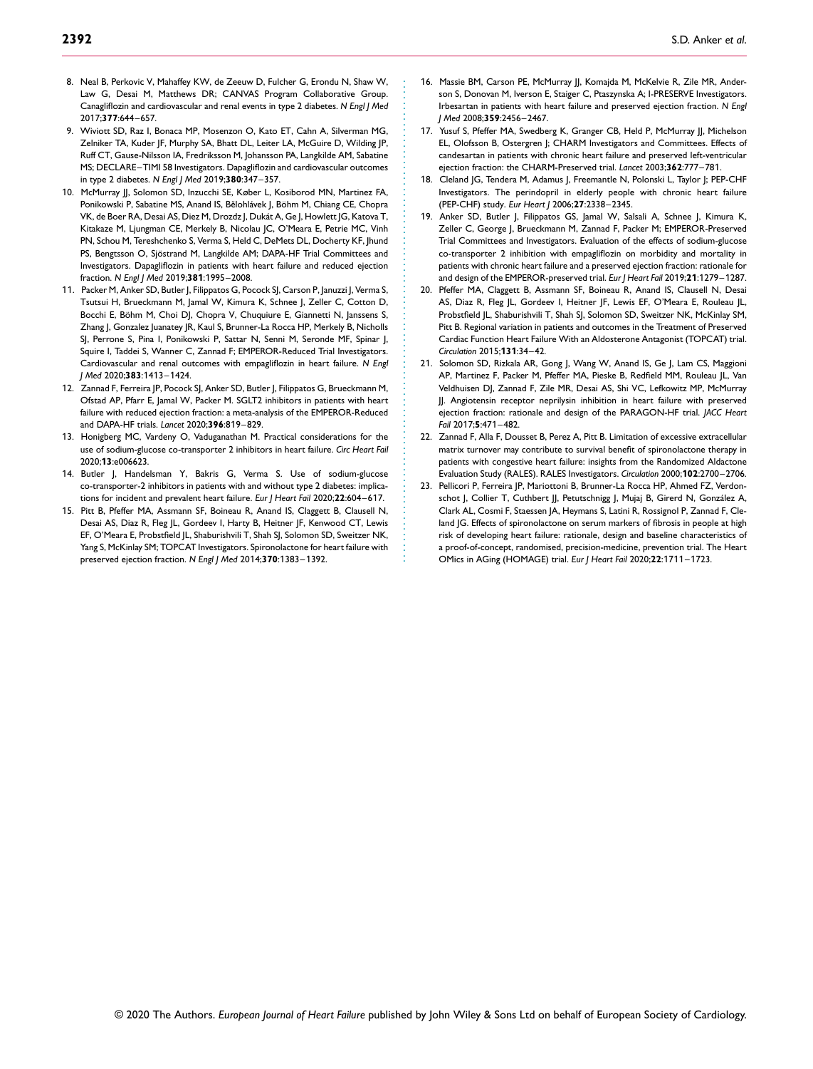8. Neal B, Perkovic V, Mahaffey KW, de Zeeuw D, Fulcher G, Erondu N, Shaw W, Law G, Desai M, Matthews DR; CANVAS Program Collaborative Group. Canagliflozin and cardiovascular and renal events in type 2 diabetes. *N Engl J Med* 2017;**377**:644–657.
9. Wiviott SD, Raz I, Bonaca MP, Mosenzon O, Kato ET, Cahn A, Silverman MG, Zelniker TA, Kuder JF, Murphy SA, Bhatt DL, Leiter LA, McGuire D, Wilding JP, Ruff CT, Gause-Nilsson IA, Fredriksson M, Johansson PA, Langkilde AM, Sabatine MS; DECLARE–TIMI 58 Investigators. Dapagliflozin and cardiovascular outcomes in type 2 diabetes. *N Engl J Med* 2019;**380**:347–357.
10. McMurray JJ, Solomon SD, Inzucchi SE, Køber L, Kosiborod MN, Martinez FA, Ponikowski P, Sabatine MS, Anand IS, Bělohlávek J, Böhm M, Chiang CE, Chopra VK, de Boer RA, Desai AS, Diez M, Drozdz J, Dukát A, Ge J, Howlett JG, Katova T, Kitakaze M, Ljungman CE, Merkely B, Nicolau JC, O'Meara E, Petrie MC, Vinh PN, Schou M, Tereshchenko S, Verma S, Held C, DeMets DL, Docherty KF, Jhund PS, Bengtsson O, Sjöstrand M, Langkilde AM; DAPA-HF Trial Committees and Investigators. Dapagliflozin in patients with heart failure and reduced ejection fraction. *N Engl J Med* 2019;**381**:1995–2008.
11. Packer M, Anker SD, Butler J, Filippatos G, Pocock SJ, Carson P, Januzzi J, Verma S, Tsutsui H, Brueckmann M, Jamal W, Kimura K, Schnee J, Zeller C, Cotton D, Bocchi E, Böhm M, Choi DJ, Chopra V, Chuquiure E, Giannetti N, Janssens S, Zhang J, Gonzalez Juanatey JR, Kaul S, Brunner-La Rocca HP, Merkely B, Nicholls SJ, Perrone S, Pina I, Ponikowski P, Sattar N, Senni M, Seronde MF, Spinar J, Squire I, Taddei S, Wanner C, Zannad F; EMPEROR-Reduced Trial Investigators. Cardiovascular and renal outcomes with empagliflozin in heart failure. *N Engl J Med* 2020;**383**:1413–1424.
12. Zannad F, Ferreira JP, Pocock SJ, Anker SD, Butler J, Filippatos G, Brueckmann M, Ofstad AP, Pfarr E, Jamal W, Packer M. SGLT2 inhibitors in patients with heart failure with reduced ejection fraction: a meta-analysis of the EMPEROR-Reduced and DAPA-HF trials. *Lancet* 2020;**396**:819–829.
13. Honigberg MC, Vardeny O, Vaduganathan M. Practical considerations for the use of sodium-glucose co-transporter 2 inhibitors in heart failure. *Circ Heart Fail* 2020;**13**:e006623.
14. Butler J, Handelsman Y, Bakris G, Verma S. Use of sodium-glucose co-transporter-2 inhibitors in patients with and without type 2 diabetes: implications for incident and prevalent heart failure. *Eur J Heart Fail* 2020;**22**:604–617.
15. Pitt B, Pfeffer MA, Assmann SF, Boineau R, Anand IS, Claggett B, Clausell N, Desai AS, Diaz R, Fleg JL, Gordeev I, Harty B, Heitner JF, Kenwood CT, Lewis EF, O'Meara E, Probstfield JL, Shaburishvili T, Shah SJ, Solomon SD, Sweitzer NK, Yang S, McKinlay SM; TOPCAT Investigators. Spironolactone for heart failure with preserved ejection fraction. *N Engl J Med* 2014;**370**:1383–1392.
16. Massie BM, Carson PE, McMurray JJ, Komajda M, McKelvie R, Zile MR, Anderson S, Donovan M, Iverson E, Staiger C, Ptaszynska A; I-PRESERVE Investigators. Irbesartan in patients with heart failure and preserved ejection fraction. *N Engl J Med* 2008;**359**:2456–2467.
17. Yusuf S, Pfeffer MA, Swedberg K, Granger CB, Held P, McMurray JJ, Michelson EL, Olofsson B, Ostergren J; CHARM Investigators and Committees. Effects of candesartan in patients with chronic heart failure and preserved left-ventricular ejection fraction: the CHARM-Preserved trial. *Lancet* 2003;**362**:777–781.
18. Cleland JG, Tendera M, Adamus J, Freemantle N, Polonski L, Taylor J; PEP-CHF Investigators. The perindopril in elderly people with chronic heart failure (PEP-CHF) study. *Eur Heart J* 2006;**27**:2338–2345.
19. Anker SD, Butler J, Filippatos GS, Jamal W, Salsali A, Schnee J, Kimura K, Zeller C, George J, Brueckmann M, Zannad F, Packer M; EMPEROR-Preserved Trial Committees and Investigators. Evaluation of the effects of sodium-glucose co-transporter 2 inhibition with empagliflozin on morbidity and mortality in patients with chronic heart failure and a preserved ejection fraction: rationale for and design of the EMPEROR-preserved trial. *Eur J Heart Fail* 2019;**21**:1279–1287.
20. Pfeffer MA, Claggett B, Assmann SF, Boineau R, Anand IS, Clausell N, Desai AS, Diaz R, Fleg JL, Gordeev I, Heitner JF, Lewis EF, O'Meara E, Rouleau JL, Probstfield JL, Shaburishvili T, Shah SJ, Solomon SD, Sweitzer NK, McKinlay SM, Pitt B. Regional variation in patients and outcomes in the Treatment of Preserved Cardiac Function Heart Failure With an Aldosterone Antagonist (TOPCAT) trial. *Circulation* 2015;**131**:34–42.
21. Solomon SD, Rizkala AR, Gong J, Wang W, Anand IS, Ge J, Lam CS, Maggioni AP, Martinez F, Packer M, Pfeffer MA, Pieske B, Redfield MM, Rouleau JL, Van Veldhuisen DJ, Zannad F, Zile MR, Desai AS, Shi VC, Lefkowitz MP, McMurray JJ. Angiotensin receptor neprilysin inhibition in heart failure with preserved ejection fraction: rationale and design of the PARAGON-HF trial. *JACC Heart Fail* 2017;**5**:471–482.
22. Zannad F, Alla F, Dousset B, Perez A, Pitt B. Limitation of excessive extracellular matrix turnover may contribute to survival benefit of spironolactone therapy in patients with congestive heart failure: insights from the Randomized Aldactone Evaluation Study (RALES). RALES Investigators. *Circulation* 2000;**102**:2700–2706.
23. Pellicori P, Ferreira JP, Mariottoni B, Brunner-La Rocca HP, Ahmed FZ, Verdonschot J, Collier T, Cuthbert JJ, Petutschnigg J, Mujaj B, Girerd N, González A, Clark AL, Cosmi F, Staessen JA, Heymans S, Latini R, Rossignol P, Zannad F, Cleland JG. Effects of spironolactone on serum markers of fibrosis in people at high risk of developing heart failure: rationale, design and baseline characteristics of a proof-of-concept, randomised, precision-medicine, prevention trial. The Heart OMics in AGing (HOMAGE) trial. *Eur J Heart Fail* 2020;**22**:1711–1723.